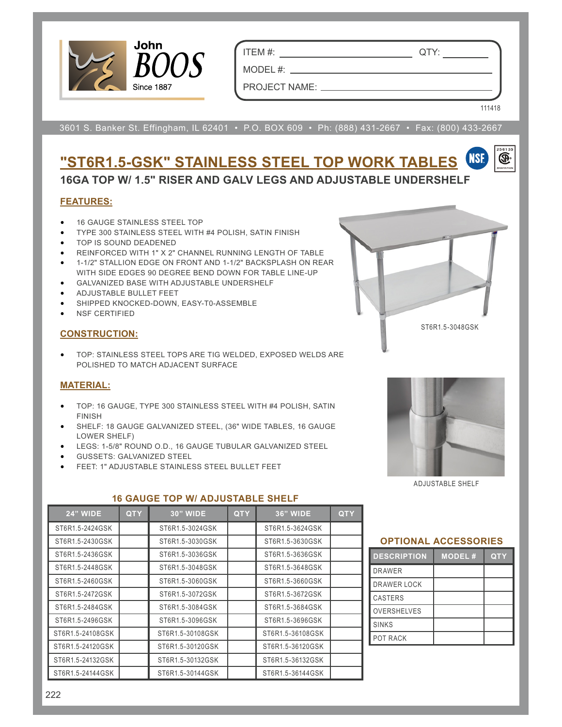John BOOS
Since 1887

ITEM #: ________________ QTY: ________

MODEL #: ________________________________

PROJECT NAME: ____________________________

111418

3601 S. Banker St. Effingham, IL 62401 • P.O. BOX 609 • Ph: (888) 431-2667 • Fax: (800) 433-2667

# "ST6R1.5-GSK" STAINLESS STEEL TOP WORK TABLES

## 16GA TOP W/ 1.5" RISER AND GALV LEGS AND ADJUSTABLE UNDERSHELF

### FEATURES:

- 16 GAUGE STAINLESS STEEL TOP
- TYPE 300 STAINLESS STEEL WITH #4 POLISH, SATIN FINISH
- TOP IS SOUND DEADENED
- REINFORCED WITH 1" X 2" CHANNEL RUNNING LENGTH OF TABLE
- 1-1/2" STALLION EDGE ON FRONT AND 1-1/2" BACKSPLASH ON REAR WITH SIDE EDGES 90 DEGREE BEND DOWN FOR TABLE LINE-UP
- GALVANIZED BASE WITH ADJUSTABLE UNDERSHELF
- ADJUSTABLE BULLET FEET
- SHIPPED KNOCKED-DOWN, EASY-T0-ASSEMBLE
- NSF CERTIFIED

ST6R1.5-3048GSK

### CONSTRUCTION:

- TOP: STAINLESS STEEL TOPS ARE TIG WELDED, EXPOSED WELDS ARE POLISHED TO MATCH ADJACENT SURFACE

### MATERIAL:

- TOP: 16 GAUGE, TYPE 300 STAINLESS STEEL WITH #4 POLISH, SATIN FINISH
- SHELF: 18 GAUGE GALVANIZED STEEL, (36" WIDE TABLES, 16 GAUGE LOWER SHELF)
- LEGS: 1-5/8" ROUND O.D., 16 GAUGE TUBULAR GALVANIZED STEEL
- GUSSETS: GALVANIZED STEEL
- FEET: 1" ADJUSTABLE STAINLESS STEEL BULLET FEET

ADJUSTABLE SHELF

### 16 GAUGE TOP W/ ADJUSTABLE SHELF

| 24" WIDE | QTY | 30" WIDE | QTY | 36" WIDE | QTY |
|---|---|---|---|---|---|
| ST6R1.5-2424GSK | | ST6R1.5-3024GSK | | ST6R1.5-3624GSK | |
| ST6R1.5-2430GSK | | ST6R1.5-3030GSK | | ST6R1.5-3630GSK | |
| ST6R1.5-2436GSK | | ST6R1.5-3036GSK | | ST6R1.5-3636GSK | |
| ST6R1.5-2448GSK | | ST6R1.5-3048GSK | | ST6R1.5-3648GSK | |
| ST6R1.5-2460GSK | | ST6R1.5-3060GSK | | ST6R1.5-3660GSK | |
| ST6R1.5-2472GSK | | ST6R1.5-3072GSK | | ST6R1.5-3672GSK | |
| ST6R1.5-2484GSK | | ST6R1.5-3084GSK | | ST6R1.5-3684GSK | |
| ST6R1.5-2496GSK | | ST6R1.5-3096GSK | | ST6R1.5-3696GSK | |
| ST6R1.5-24108GSK | | ST6R1.5-30108GSK | | ST6R1.5-36108GSK | |
| ST6R1.5-24120GSK | | ST6R1.5-30120GSK | | ST6R1.5-36120GSK | |
| ST6R1.5-24132GSK | | ST6R1.5-30132GSK | | ST6R1.5-36132GSK | |
| ST6R1.5-24144GSK | | ST6R1.5-30144GSK | | ST6R1.5-36144GSK | |

### OPTIONAL ACCESSORIES

| DESCRIPTION | MODEL # | QTY |
|---|---|---|
| DRAWER | | |
| DRAWER LOCK | | |
| CASTERS | | |
| OVERSHELVES | | |
| SINKS | | |
| POT RACK | | |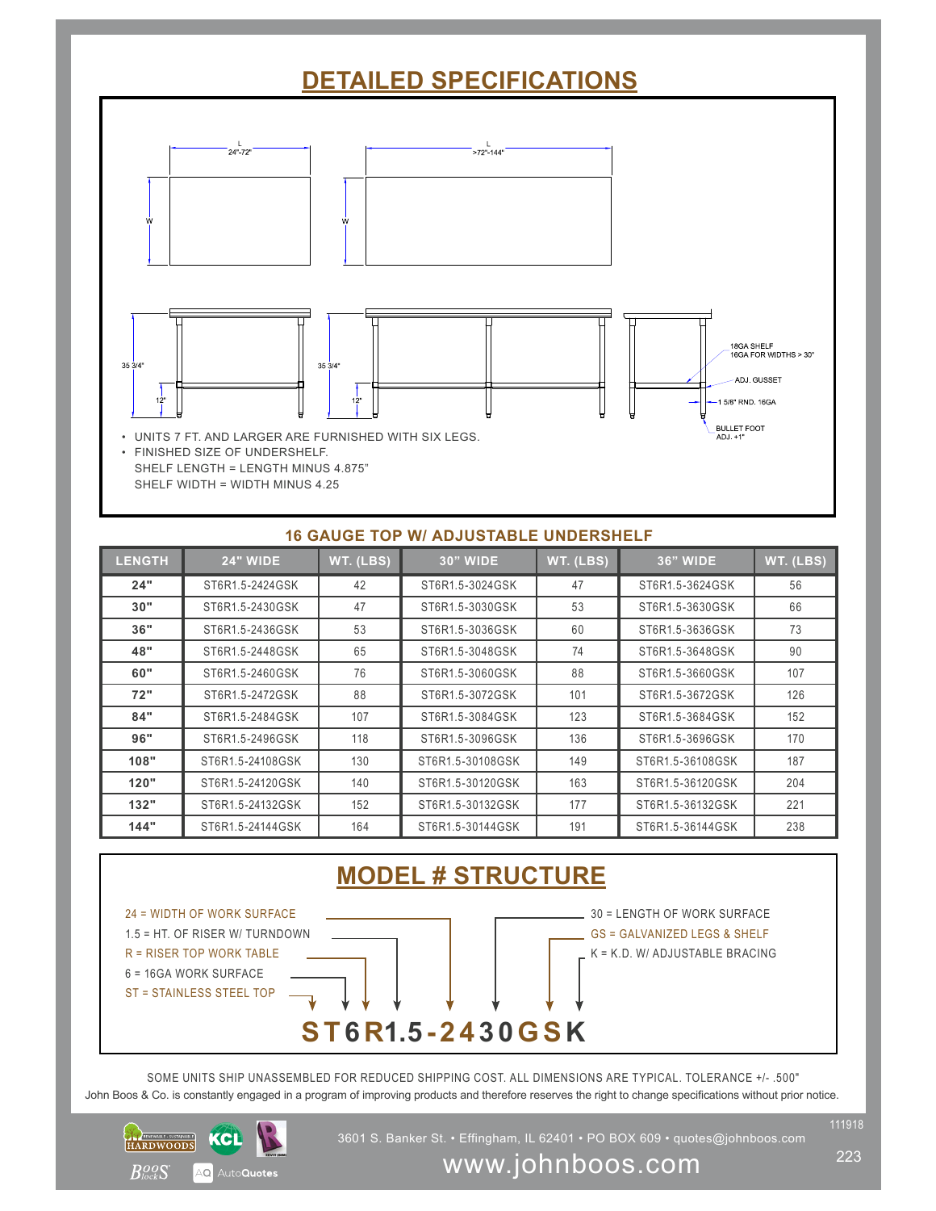## DETAILED SPECIFICATIONS

L
24"-72"

W

L
>72"-144"

W

35 3/4"

12"

35 3/4"

12"

18GA SHELF
16GA FOR WIDTHS > 30"

ADJ. GUSSET

1 5/8" RND. 16GA

BULLET FOOT
ADJ. +1"

- UNITS 7 FT. AND LARGER ARE FURNISHED WITH SIX LEGS.
- FINISHED SIZE OF UNDERSHELF.
  SHELF LENGTH = LENGTH MINUS 4.875"
  SHELF WIDTH = WIDTH MINUS 4.25

### 16 GAUGE TOP W/ ADJUSTABLE UNDERSHELF

| LENGTH | 24" WIDE | WT. (LBS) | 30" WIDE | WT. (LBS) | 36" WIDE | WT. (LBS) |
|---|---|---|---|---|---|---|
| 24" | ST6R1.5-2424GSK | 42 | ST6R1.5-3024GSK | 47 | ST6R1.5-3624GSK | 56 |
| 30" | ST6R1.5-2430GSK | 47 | ST6R1.5-3030GSK | 53 | ST6R1.5-3630GSK | 66 |
| 36" | ST6R1.5-2436GSK | 53 | ST6R1.5-3036GSK | 60 | ST6R1.5-3636GSK | 73 |
| 48" | ST6R1.5-2448GSK | 65 | ST6R1.5-3048GSK | 74 | ST6R1.5-3648GSK | 90 |
| 60" | ST6R1.5-2460GSK | 76 | ST6R1.5-3060GSK | 88 | ST6R1.5-3660GSK | 107 |
| 72" | ST6R1.5-2472GSK | 88 | ST6R1.5-3072GSK | 101 | ST6R1.5-3672GSK | 126 |
| 84" | ST6R1.5-2484GSK | 107 | ST6R1.5-3084GSK | 123 | ST6R1.5-3684GSK | 152 |
| 96" | ST6R1.5-2496GSK | 118 | ST6R1.5-3096GSK | 136 | ST6R1.5-3696GSK | 170 |
| 108" | ST6R1.5-24108GSK | 130 | ST6R1.5-30108GSK | 149 | ST6R1.5-36108GSK | 187 |
| 120" | ST6R1.5-24120GSK | 140 | ST6R1.5-30120GSK | 163 | ST6R1.5-36120GSK | 204 |
| 132" | ST6R1.5-24132GSK | 152 | ST6R1.5-30132GSK | 177 | ST6R1.5-36132GSK | 221 |
| 144" | ST6R1.5-24144GSK | 164 | ST6R1.5-30144GSK | 191 | ST6R1.5-36144GSK | 238 |

## MODEL # STRUCTURE

24 = WIDTH OF WORK SURFACE
1.5 = HT. OF RISER W/ TURNDOWN
R = RISER TOP WORK TABLE
6 = 16GA WORK SURFACE
ST = STAINLESS STEEL TOP

30 = LENGTH OF WORK SURFACE
GS = GALVANIZED LEGS & SHELF
K = K.D. W/ ADJUSTABLE BRACING

**ST6R1.5-2430GSK**

SOME UNITS SHIP UNASSEMBLED FOR REDUCED SHIPPING COST. ALL DIMENSIONS ARE TYPICAL. TOLERANCE +/- .500"

John Boos & Co. is constantly engaged in a program of improving products and therefore reserves the right to change specifications without prior notice.

3601 S. Banker St. • Effingham, IL 62401 • PO BOX 609 • quotes@johnboos.com

www.johnboos.com

111918